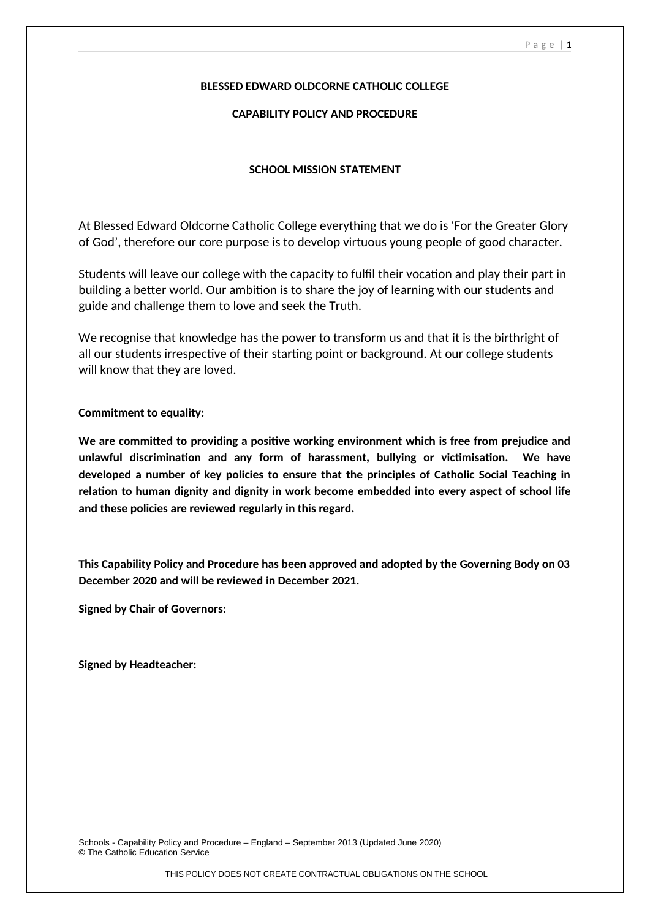# BLESSED EDWARD OLDCORNE CATHOLIC COLLEGE

## CAPABILITY POLICY AND PROCEDURE

### SCHOOL MISSION STATEMENT

At Blessed Edward Oldcorne Catholic College everything that we do is 'For the Greater Glory of God', therefore our core purpose is to develop virtuous young people of good character.

Students will leave our college with the capacity to fulfil their vocation and play their part in building a better world. Our ambition is to share the joy of learning with our students and guide and challenge them to love and seek the Truth.

We recognise that knowledge has the power to transform us and that it is the birthright of all our students irrespective of their starting point or background. At our college students will know that they are loved.

**Commitment to equality:**

**We are committed to providing a positive working environment which is free from prejudice and unlawful discrimination and any form of harassment, bullying or victimisation. We have developed a number of key policies to ensure that the principles of Catholic Social Teaching in relation to human dignity and dignity in work become embedded into every aspect of school life and these policies are reviewed regularly in this regard.**

**This Capability Policy and Procedure has been approved and adopted by the Governing Body on 03 December 2020 and will be reviewed in December 2021.**

**Signed by Chair of Governors:**

**Signed by Headteacher:**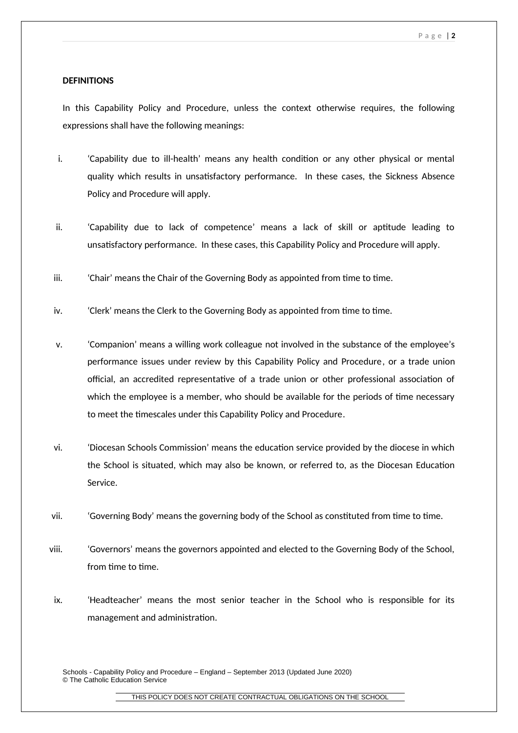**DEFINITIONS**

In this Capability Policy and Procedure, unless the context otherwise requires, the following expressions shall have the following meanings:

i. ‘Capability due to ill-health’ means any health condition or any other physical or mental quality which results in unsatisfactory performance. In these cases, the Sickness Absence Policy and Procedure will apply.

ii. ‘Capability due to lack of competence’ means a lack of skill or aptitude leading to unsatisfactory performance. In these cases, this Capability Policy and Procedure will apply.

iii. ‘Chair’ means the Chair of the Governing Body as appointed from time to time.

iv. ‘Clerk’ means the Clerk to the Governing Body as appointed from time to time.

v. ‘Companion’ means a willing work colleague not involved in the substance of the employee’s performance issues under review by this Capability Policy and Procedure, or a trade union official, an accredited representative of a trade union or other professional association of which the employee is a member, who should be available for the periods of time necessary to meet the timescales under this Capability Policy and Procedure.

vi. ‘Diocesan Schools Commission’ means the education service provided by the diocese in which the School is situated, which may also be known, or referred to, as the Diocesan Education Service.

vii. ‘Governing Body’ means the governing body of the School as constituted from time to time.

viii. ‘Governors’ means the governors appointed and elected to the Governing Body of the School, from time to time.

ix. ‘Headteacher’ means the most senior teacher in the School who is responsible for its management and administration.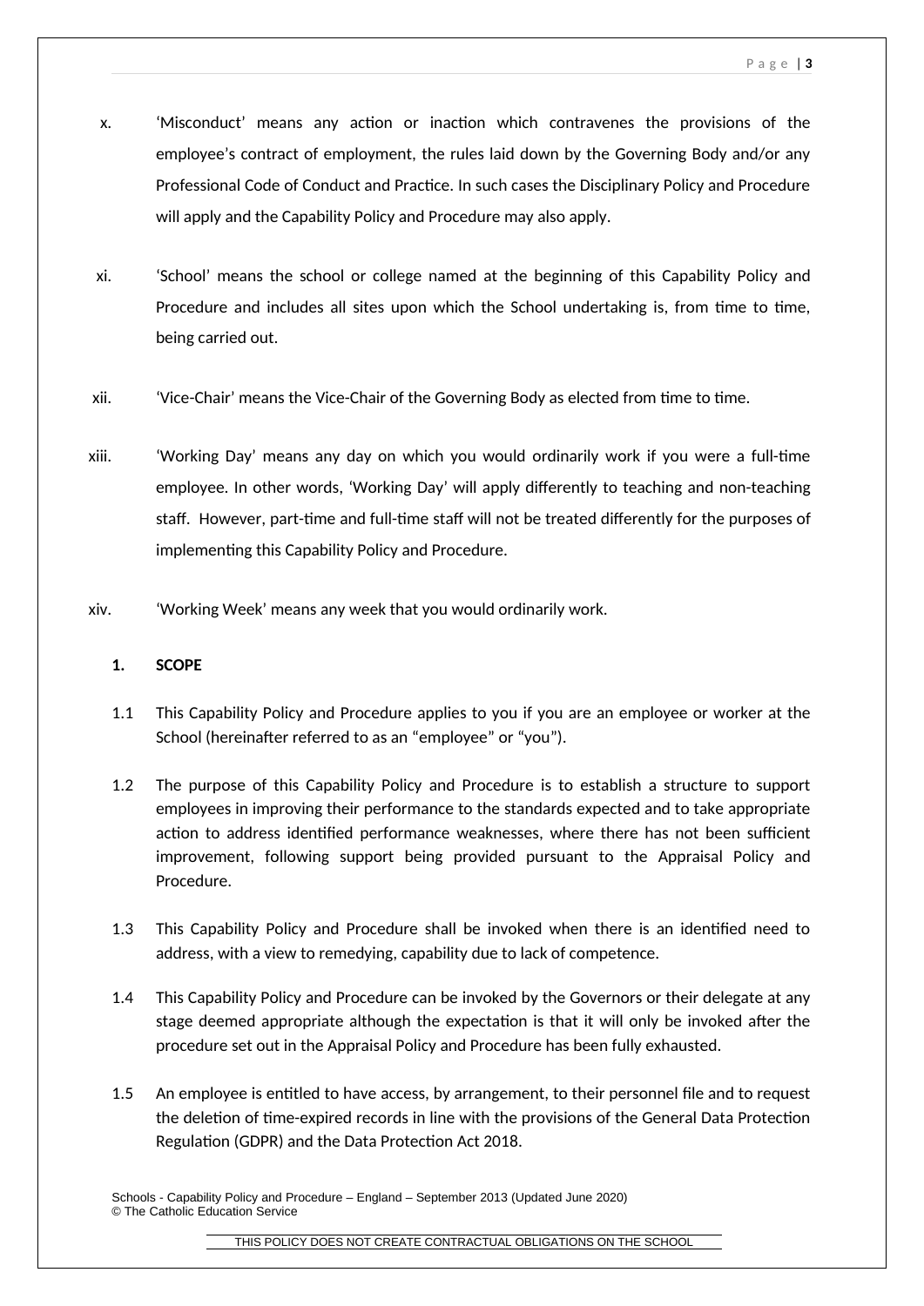x. ‘Misconduct’ means any action or inaction which contravenes the provisions of the employee’s contract of employment, the rules laid down by the Governing Body and/or any Professional Code of Conduct and Practice. In such cases the Disciplinary Policy and Procedure will apply and the Capability Policy and Procedure may also apply.

xi. ‘School’ means the school or college named at the beginning of this Capability Policy and Procedure and includes all sites upon which the School undertaking is, from time to time, being carried out.

xii. ‘Vice-Chair’ means the Vice-Chair of the Governing Body as elected from time to time.

xiii. ‘Working Day’ means any day on which you would ordinarily work if you were a full-time employee. In other words, ‘Working Day’ will apply differently to teaching and non-teaching staff. However, part-time and full-time staff will not be treated differently for the purposes of implementing this Capability Policy and Procedure.

xiv. ‘Working Week’ means any week that you would ordinarily work.

## 1. SCOPE

1.1 This Capability Policy and Procedure applies to you if you are an employee or worker at the School (hereinafter referred to as an “employee” or “you”).

1.2 The purpose of this Capability Policy and Procedure is to establish a structure to support employees in improving their performance to the standards expected and to take appropriate action to address identified performance weaknesses, where there has not been sufficient improvement, following support being provided pursuant to the Appraisal Policy and Procedure.

1.3 This Capability Policy and Procedure shall be invoked when there is an identified need to address, with a view to remedying, capability due to lack of competence.

1.4 This Capability Policy and Procedure can be invoked by the Governors or their delegate at any stage deemed appropriate although the expectation is that it will only be invoked after the procedure set out in the Appraisal Policy and Procedure has been fully exhausted.

1.5 An employee is entitled to have access, by arrangement, to their personnel file and to request the deletion of time-expired records in line with the provisions of the General Data Protection Regulation (GDPR) and the Data Protection Act 2018.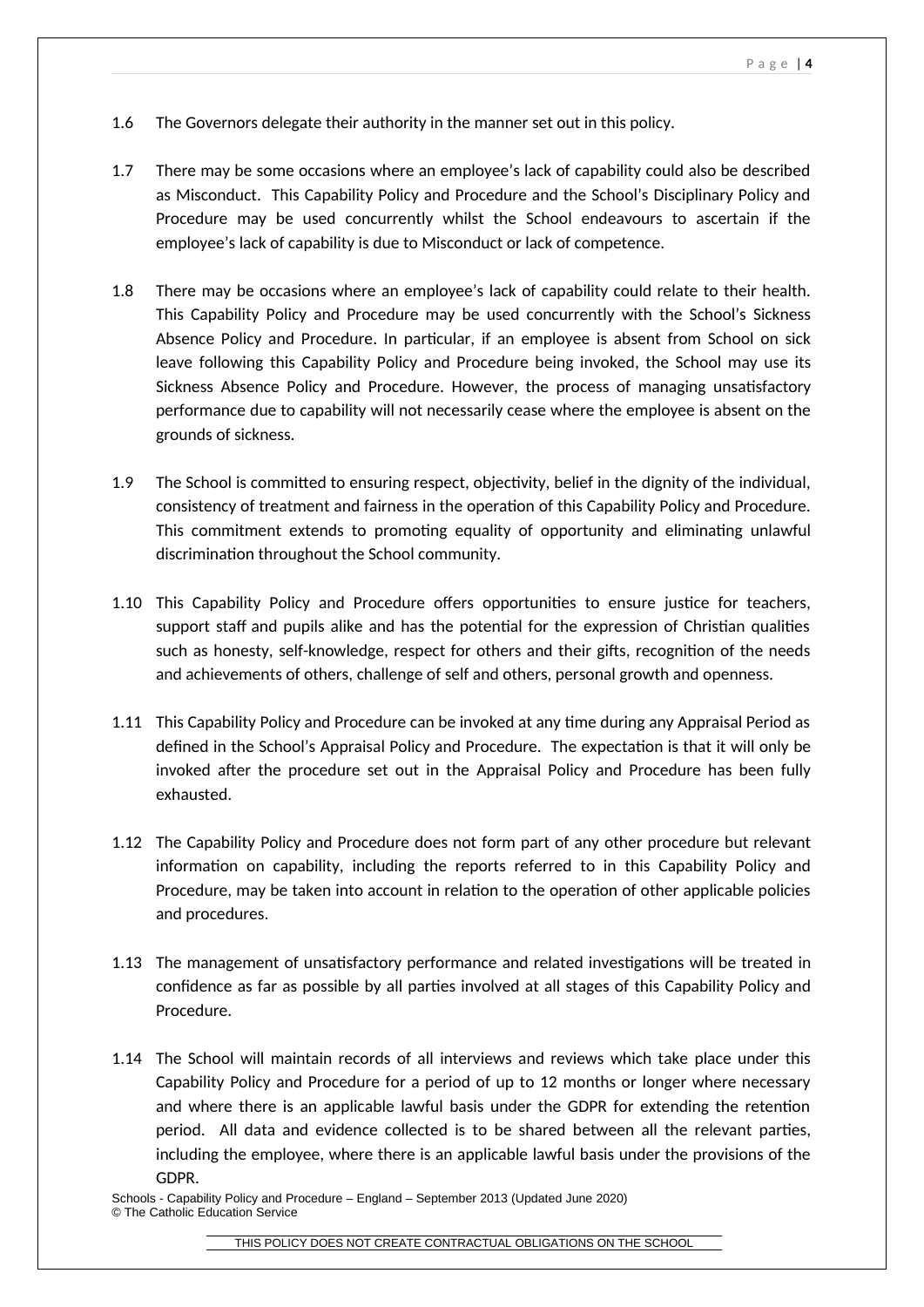1.6 The Governors delegate their authority in the manner set out in this policy.

1.7 There may be some occasions where an employee's lack of capability could also be described as Misconduct. This Capability Policy and Procedure and the School's Disciplinary Policy and Procedure may be used concurrently whilst the School endeavours to ascertain if the employee's lack of capability is due to Misconduct or lack of competence.

1.8 There may be occasions where an employee's lack of capability could relate to their health. This Capability Policy and Procedure may be used concurrently with the School's Sickness Absence Policy and Procedure. In particular, if an employee is absent from School on sick leave following this Capability Policy and Procedure being invoked, the School may use its Sickness Absence Policy and Procedure. However, the process of managing unsatisfactory performance due to capability will not necessarily cease where the employee is absent on the grounds of sickness.

1.9 The School is committed to ensuring respect, objectivity, belief in the dignity of the individual, consistency of treatment and fairness in the operation of this Capability Policy and Procedure. This commitment extends to promoting equality of opportunity and eliminating unlawful discrimination throughout the School community.

1.10 This Capability Policy and Procedure offers opportunities to ensure justice for teachers, support staff and pupils alike and has the potential for the expression of Christian qualities such as honesty, self-knowledge, respect for others and their gifts, recognition of the needs and achievements of others, challenge of self and others, personal growth and openness.

1.11 This Capability Policy and Procedure can be invoked at any time during any Appraisal Period as defined in the School's Appraisal Policy and Procedure. The expectation is that it will only be invoked after the procedure set out in the Appraisal Policy and Procedure has been fully exhausted.

1.12 The Capability Policy and Procedure does not form part of any other procedure but relevant information on capability, including the reports referred to in this Capability Policy and Procedure, may be taken into account in relation to the operation of other applicable policies and procedures.

1.13 The management of unsatisfactory performance and related investigations will be treated in confidence as far as possible by all parties involved at all stages of this Capability Policy and Procedure.

1.14 The School will maintain records of all interviews and reviews which take place under this Capability Policy and Procedure for a period of up to 12 months or longer where necessary and where there is an applicable lawful basis under the GDPR for extending the retention period. All data and evidence collected is to be shared between all the relevant parties, including the employee, where there is an applicable lawful basis under the provisions of the GDPR.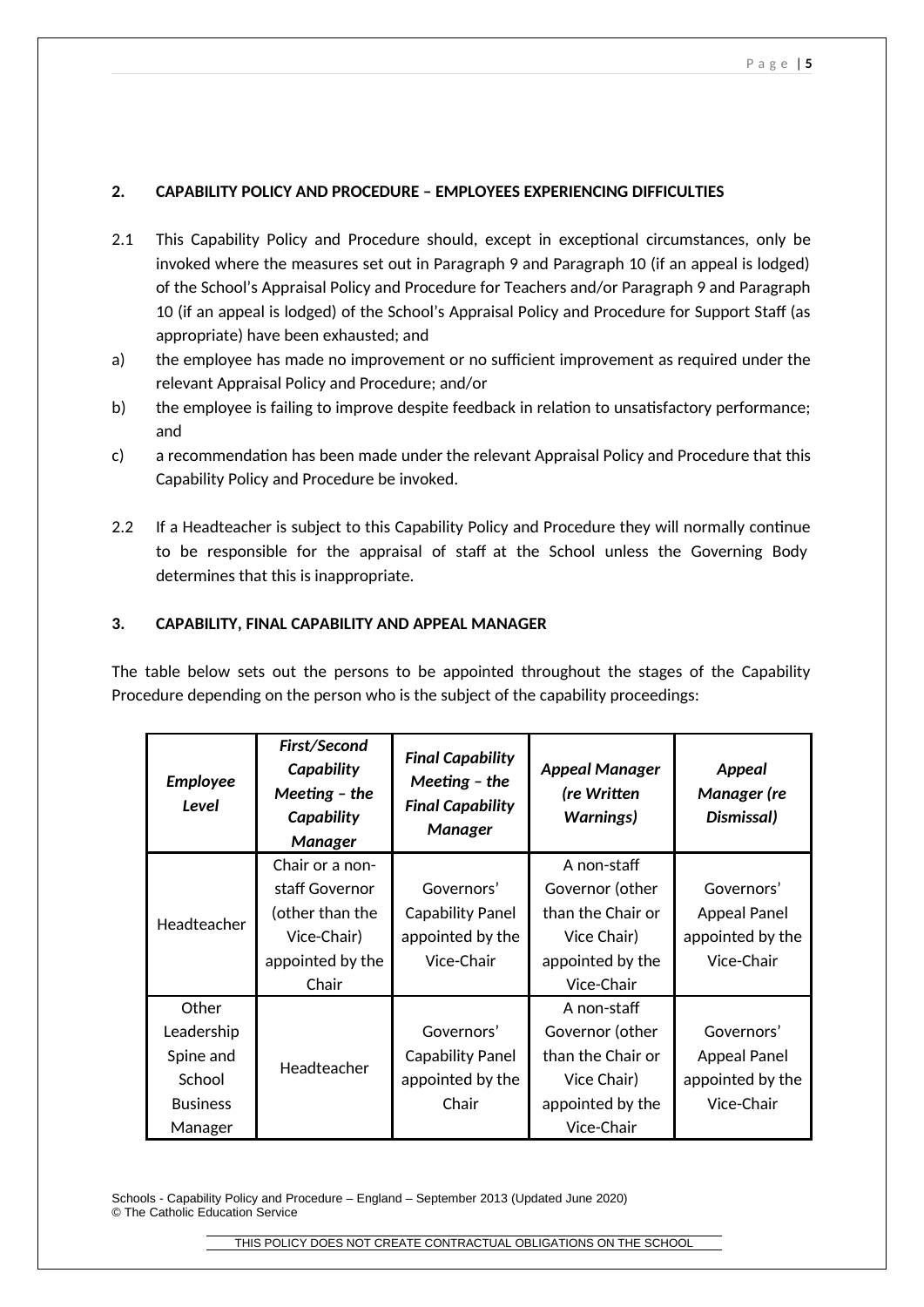## 2. CAPABILITY POLICY AND PROCEDURE – EMPLOYEES EXPERIENCING DIFFICULTIES

2.1 This Capability Policy and Procedure should, except in exceptional circumstances, only be invoked where the measures set out in Paragraph 9 and Paragraph 10 (if an appeal is lodged) of the School's Appraisal Policy and Procedure for Teachers and/or Paragraph 9 and Paragraph 10 (if an appeal is lodged) of the School's Appraisal Policy and Procedure for Support Staff (as appropriate) have been exhausted; and

a) the employee has made no improvement or no sufficient improvement as required under the relevant Appraisal Policy and Procedure; and/or

b) the employee is failing to improve despite feedback in relation to unsatisfactory performance; and

c) a recommendation has been made under the relevant Appraisal Policy and Procedure that this Capability Policy and Procedure be invoked.

2.2 If a Headteacher is subject to this Capability Policy and Procedure they will normally continue to be responsible for the appraisal of staff at the School unless the Governing Body determines that this is inappropriate.

## 3. CAPABILITY, FINAL CAPABILITY AND APPEAL MANAGER

The table below sets out the persons to be appointed throughout the stages of the Capability Procedure depending on the person who is the subject of the capability proceedings:

| ***Employee Level*** | ***First/Second Capability Meeting – the Capability Manager*** | ***Final Capability Meeting – the Final Capability Manager*** | ***Appeal Manager (re Written Warnings)*** | ***Appeal Manager (re Dismissal)*** |
|---|---|---|---|---|
| Headteacher | Chair or a non-staff Governor (other than the Vice-Chair) appointed by the Chair | Governors' Capability Panel appointed by the Vice-Chair | A non-staff Governor (other than the Chair or Vice Chair) appointed by the Vice-Chair | Governors' Appeal Panel appointed by the Vice-Chair |
| Other Leadership Spine and School Business Manager | Headteacher | Governors' Capability Panel appointed by the Chair | A non-staff Governor (other than the Chair or Vice Chair) appointed by the Vice-Chair | Governors' Appeal Panel appointed by the Vice-Chair |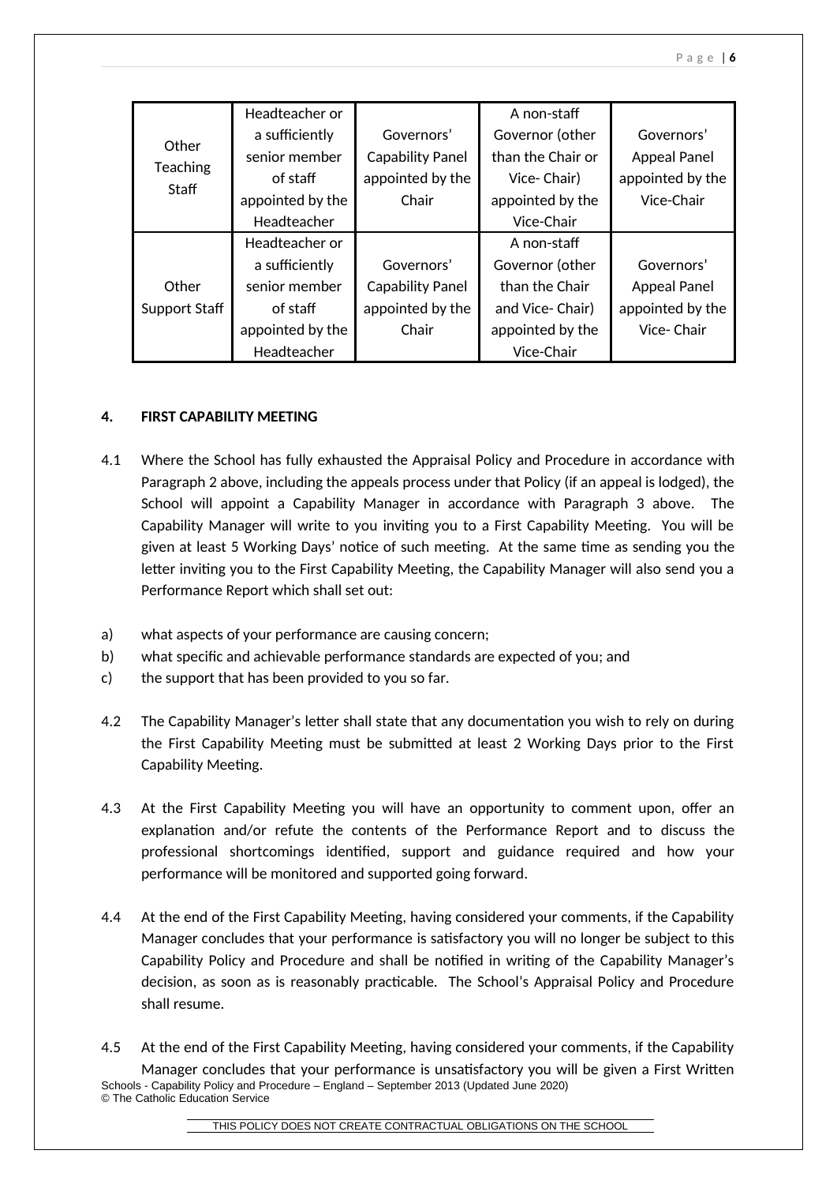| Other Teaching Staff | Headteacher or a sufficiently senior member of staff appointed by the Headteacher | Governors' Capability Panel appointed by the Chair | A non-staff Governor (other than the Chair or Vice- Chair) appointed by the Vice-Chair | Governors' Appeal Panel appointed by the Vice-Chair |
|---|---|---|---|---|
| Other Support Staff | Headteacher or a sufficiently senior member of staff appointed by the Headteacher | Governors' Capability Panel appointed by the Chair | A non-staff Governor (other than the Chair and Vice- Chair) appointed by the Vice-Chair | Governors' Appeal Panel appointed by the Vice- Chair |

## 4. FIRST CAPABILITY MEETING

4.1 Where the School has fully exhausted the Appraisal Policy and Procedure in accordance with Paragraph 2 above, including the appeals process under that Policy (if an appeal is lodged), the School will appoint a Capability Manager in accordance with Paragraph 3 above. The Capability Manager will write to you inviting you to a First Capability Meeting. You will be given at least 5 Working Days' notice of such meeting. At the same time as sending you the letter inviting you to the First Capability Meeting, the Capability Manager will also send you a Performance Report which shall set out:

a) what aspects of your performance are causing concern;
b) what specific and achievable performance standards are expected of you; and
c) the support that has been provided to you so far.

4.2 The Capability Manager's letter shall state that any documentation you wish to rely on during the First Capability Meeting must be submitted at least 2 Working Days prior to the First Capability Meeting.

4.3 At the First Capability Meeting you will have an opportunity to comment upon, offer an explanation and/or refute the contents of the Performance Report and to discuss the professional shortcomings identified, support and guidance required and how your performance will be monitored and supported going forward.

4.4 At the end of the First Capability Meeting, having considered your comments, if the Capability Manager concludes that your performance is satisfactory you will no longer be subject to this Capability Policy and Procedure and shall be notified in writing of the Capability Manager's decision, as soon as is reasonably practicable. The School's Appraisal Policy and Procedure shall resume.

4.5 At the end of the First Capability Meeting, having considered your comments, if the Capability Manager concludes that your performance is unsatisfactory you will be given a First Written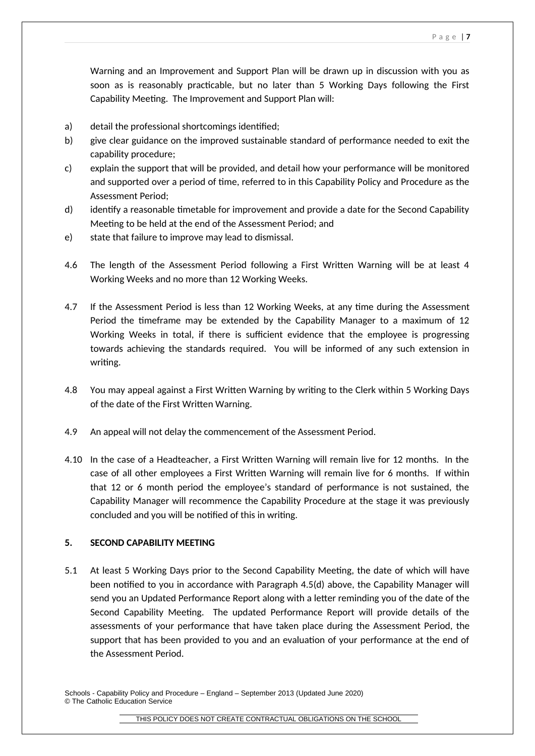Warning and an Improvement and Support Plan will be drawn up in discussion with you as soon as is reasonably practicable, but no later than 5 Working Days following the First Capability Meeting. The Improvement and Support Plan will:

a) detail the professional shortcomings identified;
b) give clear guidance on the improved sustainable standard of performance needed to exit the capability procedure;
c) explain the support that will be provided, and detail how your performance will be monitored and supported over a period of time, referred to in this Capability Policy and Procedure as the Assessment Period;
d) identify a reasonable timetable for improvement and provide a date for the Second Capability Meeting to be held at the end of the Assessment Period; and
e) state that failure to improve may lead to dismissal.

4.6 The length of the Assessment Period following a First Written Warning will be at least 4 Working Weeks and no more than 12 Working Weeks.

4.7 If the Assessment Period is less than 12 Working Weeks, at any time during the Assessment Period the timeframe may be extended by the Capability Manager to a maximum of 12 Working Weeks in total, if there is sufficient evidence that the employee is progressing towards achieving the standards required. You will be informed of any such extension in writing.

4.8 You may appeal against a First Written Warning by writing to the Clerk within 5 Working Days of the date of the First Written Warning.

4.9 An appeal will not delay the commencement of the Assessment Period.

4.10 In the case of a Headteacher, a First Written Warning will remain live for 12 months. In the case of all other employees a First Written Warning will remain live for 6 months. If within that 12 or 6 month period the employee's standard of performance is not sustained, the Capability Manager will recommence the Capability Procedure at the stage it was previously concluded and you will be notified of this in writing.

**5. SECOND CAPABILITY MEETING**

5.1 At least 5 Working Days prior to the Second Capability Meeting, the date of which will have been notified to you in accordance with Paragraph 4.5(d) above, the Capability Manager will send you an Updated Performance Report along with a letter reminding you of the date of the Second Capability Meeting. The updated Performance Report will provide details of the assessments of your performance that have taken place during the Assessment Period, the support that has been provided to you and an evaluation of your performance at the end of the Assessment Period.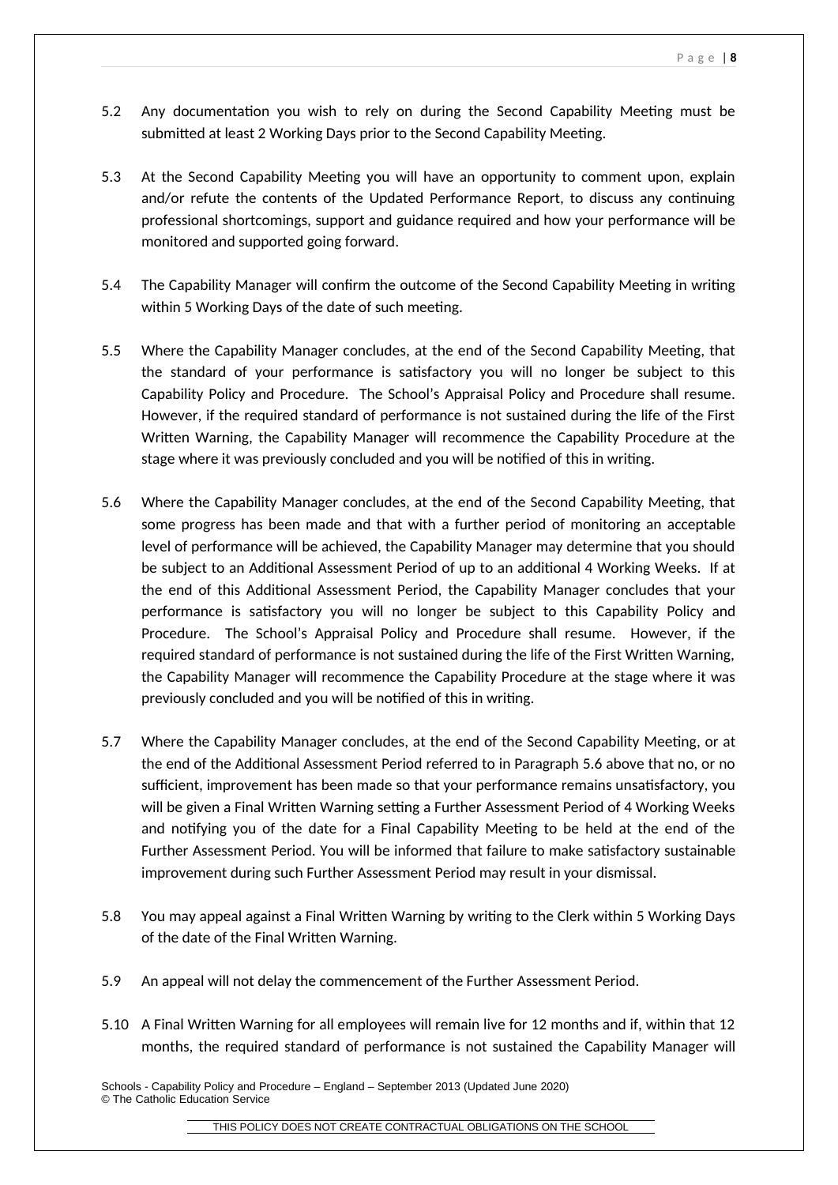5.2 Any documentation you wish to rely on during the Second Capability Meeting must be submitted at least 2 Working Days prior to the Second Capability Meeting.

5.3 At the Second Capability Meeting you will have an opportunity to comment upon, explain and/or refute the contents of the Updated Performance Report, to discuss any continuing professional shortcomings, support and guidance required and how your performance will be monitored and supported going forward.

5.4 The Capability Manager will confirm the outcome of the Second Capability Meeting in writing within 5 Working Days of the date of such meeting.

5.5 Where the Capability Manager concludes, at the end of the Second Capability Meeting, that the standard of your performance is satisfactory you will no longer be subject to this Capability Policy and Procedure. The School's Appraisal Policy and Procedure shall resume. However, if the required standard of performance is not sustained during the life of the First Written Warning, the Capability Manager will recommence the Capability Procedure at the stage where it was previously concluded and you will be notified of this in writing.

5.6 Where the Capability Manager concludes, at the end of the Second Capability Meeting, that some progress has been made and that with a further period of monitoring an acceptable level of performance will be achieved, the Capability Manager may determine that you should be subject to an Additional Assessment Period of up to an additional 4 Working Weeks. If at the end of this Additional Assessment Period, the Capability Manager concludes that your performance is satisfactory you will no longer be subject to this Capability Policy and Procedure. The School's Appraisal Policy and Procedure shall resume. However, if the required standard of performance is not sustained during the life of the First Written Warning, the Capability Manager will recommence the Capability Procedure at the stage where it was previously concluded and you will be notified of this in writing.

5.7 Where the Capability Manager concludes, at the end of the Second Capability Meeting, or at the end of the Additional Assessment Period referred to in Paragraph 5.6 above that no, or no sufficient, improvement has been made so that your performance remains unsatisfactory, you will be given a Final Written Warning setting a Further Assessment Period of 4 Working Weeks and notifying you of the date for a Final Capability Meeting to be held at the end of the Further Assessment Period. You will be informed that failure to make satisfactory sustainable improvement during such Further Assessment Period may result in your dismissal.

5.8 You may appeal against a Final Written Warning by writing to the Clerk within 5 Working Days of the date of the Final Written Warning.

5.9 An appeal will not delay the commencement of the Further Assessment Period.

5.10 A Final Written Warning for all employees will remain live for 12 months and if, within that 12 months, the required standard of performance is not sustained the Capability Manager will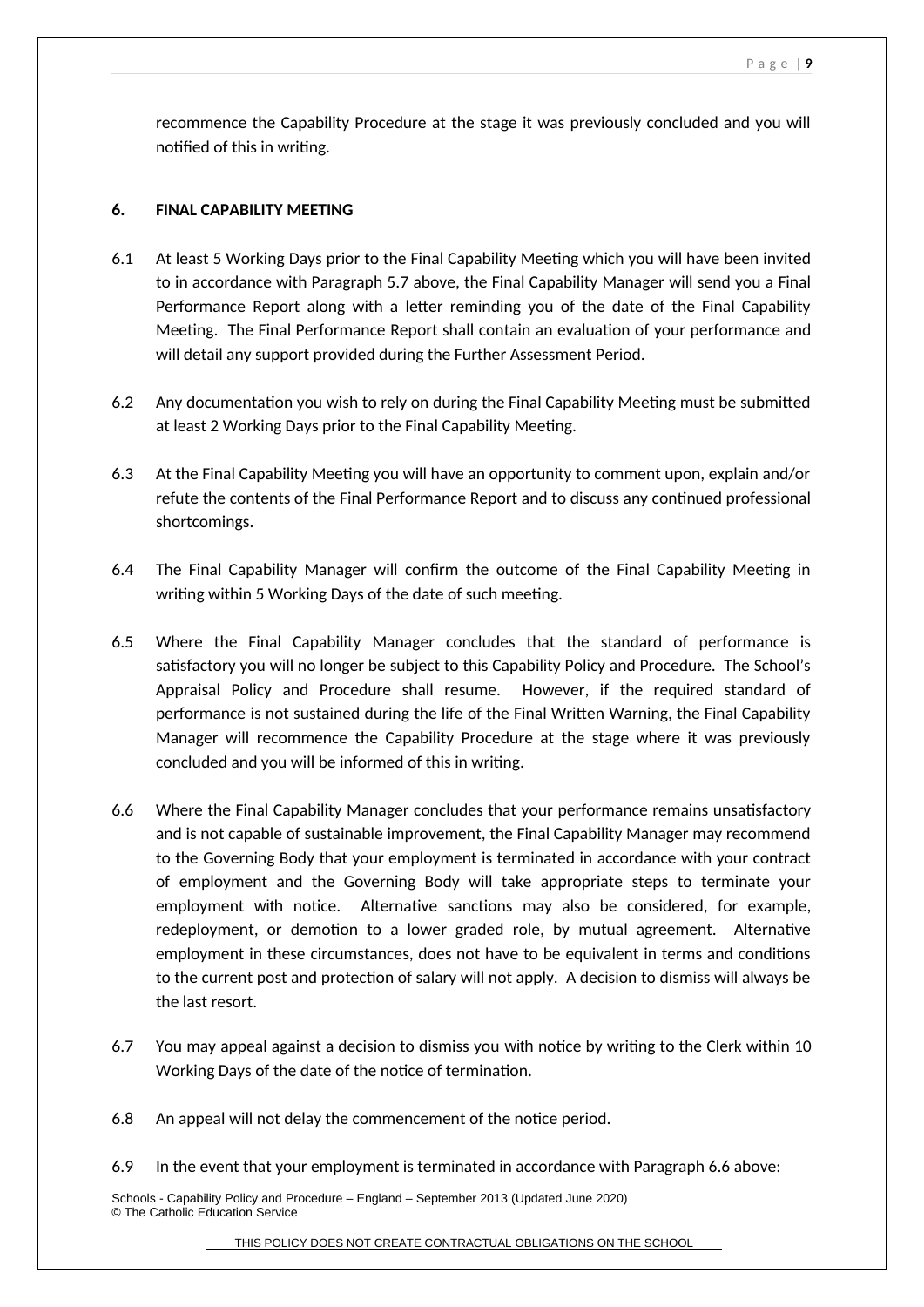recommence the Capability Procedure at the stage it was previously concluded and you will notified of this in writing.

## 6. FINAL CAPABILITY MEETING

6.1 At least 5 Working Days prior to the Final Capability Meeting which you will have been invited to in accordance with Paragraph 5.7 above, the Final Capability Manager will send you a Final Performance Report along with a letter reminding you of the date of the Final Capability Meeting. The Final Performance Report shall contain an evaluation of your performance and will detail any support provided during the Further Assessment Period.

6.2 Any documentation you wish to rely on during the Final Capability Meeting must be submitted at least 2 Working Days prior to the Final Capability Meeting.

6.3 At the Final Capability Meeting you will have an opportunity to comment upon, explain and/or refute the contents of the Final Performance Report and to discuss any continued professional shortcomings.

6.4 The Final Capability Manager will confirm the outcome of the Final Capability Meeting in writing within 5 Working Days of the date of such meeting.

6.5 Where the Final Capability Manager concludes that the standard of performance is satisfactory you will no longer be subject to this Capability Policy and Procedure. The School's Appraisal Policy and Procedure shall resume. However, if the required standard of performance is not sustained during the life of the Final Written Warning, the Final Capability Manager will recommence the Capability Procedure at the stage where it was previously concluded and you will be informed of this in writing.

6.6 Where the Final Capability Manager concludes that your performance remains unsatisfactory and is not capable of sustainable improvement, the Final Capability Manager may recommend to the Governing Body that your employment is terminated in accordance with your contract of employment and the Governing Body will take appropriate steps to terminate your employment with notice. Alternative sanctions may also be considered, for example, redeployment, or demotion to a lower graded role, by mutual agreement. Alternative employment in these circumstances, does not have to be equivalent in terms and conditions to the current post and protection of salary will not apply. A decision to dismiss will always be the last resort.

6.7 You may appeal against a decision to dismiss you with notice by writing to the Clerk within 10 Working Days of the date of the notice of termination.

6.8 An appeal will not delay the commencement of the notice period.

6.9 In the event that your employment is terminated in accordance with Paragraph 6.6 above: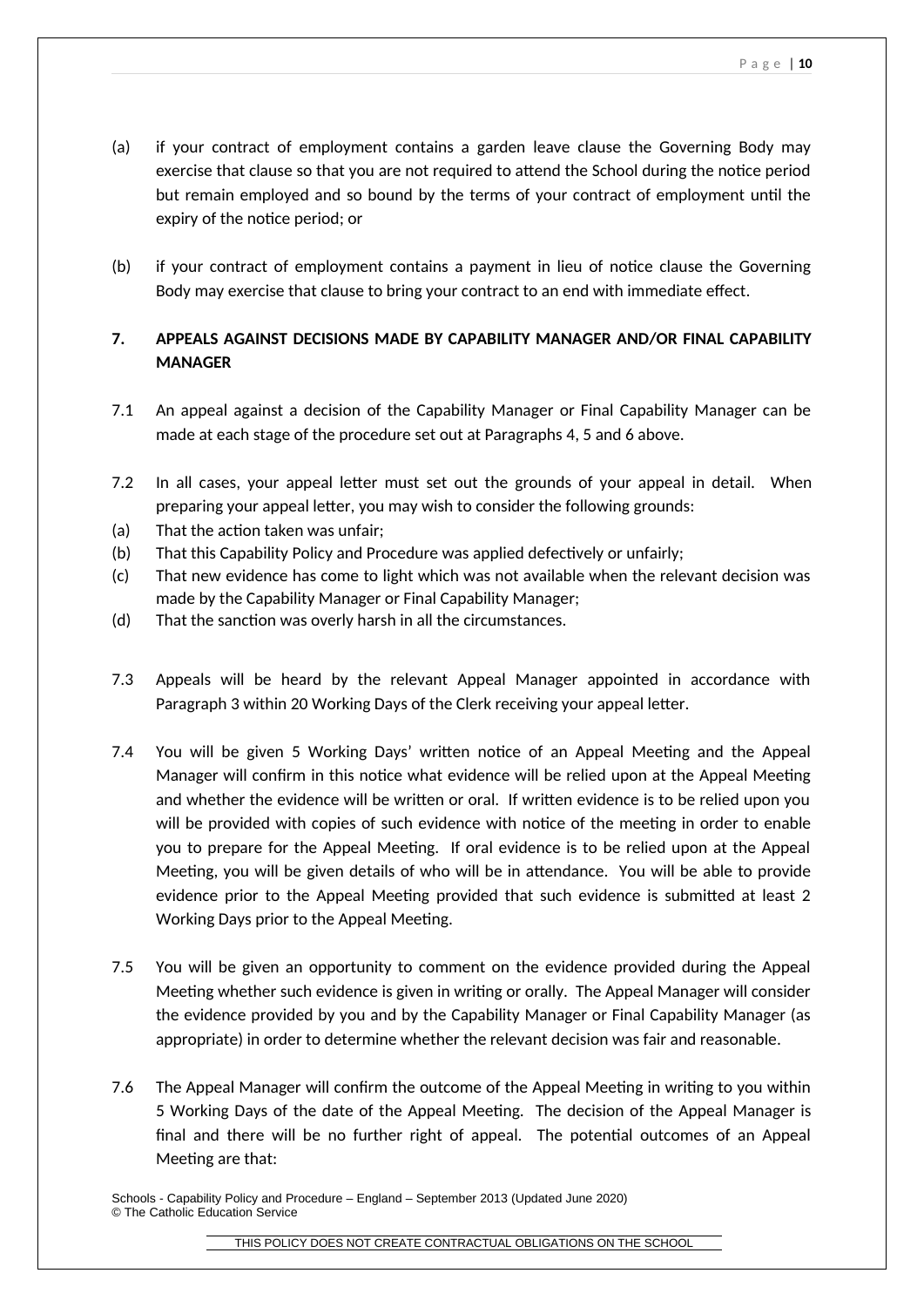(a) if your contract of employment contains a garden leave clause the Governing Body may exercise that clause so that you are not required to attend the School during the notice period but remain employed and so bound by the terms of your contract of employment until the expiry of the notice period; or

(b) if your contract of employment contains a payment in lieu of notice clause the Governing Body may exercise that clause to bring your contract to an end with immediate effect.

## 7. APPEALS AGAINST DECISIONS MADE BY CAPABILITY MANAGER AND/OR FINAL CAPABILITY MANAGER

7.1 An appeal against a decision of the Capability Manager or Final Capability Manager can be made at each stage of the procedure set out at Paragraphs 4, 5 and 6 above.

7.2 In all cases, your appeal letter must set out the grounds of your appeal in detail. When preparing your appeal letter, you may wish to consider the following grounds:

(a) That the action taken was unfair;
(b) That this Capability Policy and Procedure was applied defectively or unfairly;
(c) That new evidence has come to light which was not available when the relevant decision was made by the Capability Manager or Final Capability Manager;
(d) That the sanction was overly harsh in all the circumstances.

7.3 Appeals will be heard by the relevant Appeal Manager appointed in accordance with Paragraph 3 within 20 Working Days of the Clerk receiving your appeal letter.

7.4 You will be given 5 Working Days' written notice of an Appeal Meeting and the Appeal Manager will confirm in this notice what evidence will be relied upon at the Appeal Meeting and whether the evidence will be written or oral. If written evidence is to be relied upon you will be provided with copies of such evidence with notice of the meeting in order to enable you to prepare for the Appeal Meeting. If oral evidence is to be relied upon at the Appeal Meeting, you will be given details of who will be in attendance. You will be able to provide evidence prior to the Appeal Meeting provided that such evidence is submitted at least 2 Working Days prior to the Appeal Meeting.

7.5 You will be given an opportunity to comment on the evidence provided during the Appeal Meeting whether such evidence is given in writing or orally. The Appeal Manager will consider the evidence provided by you and by the Capability Manager or Final Capability Manager (as appropriate) in order to determine whether the relevant decision was fair and reasonable.

7.6 The Appeal Manager will confirm the outcome of the Appeal Meeting in writing to you within 5 Working Days of the date of the Appeal Meeting. The decision of the Appeal Manager is final and there will be no further right of appeal. The potential outcomes of an Appeal Meeting are that: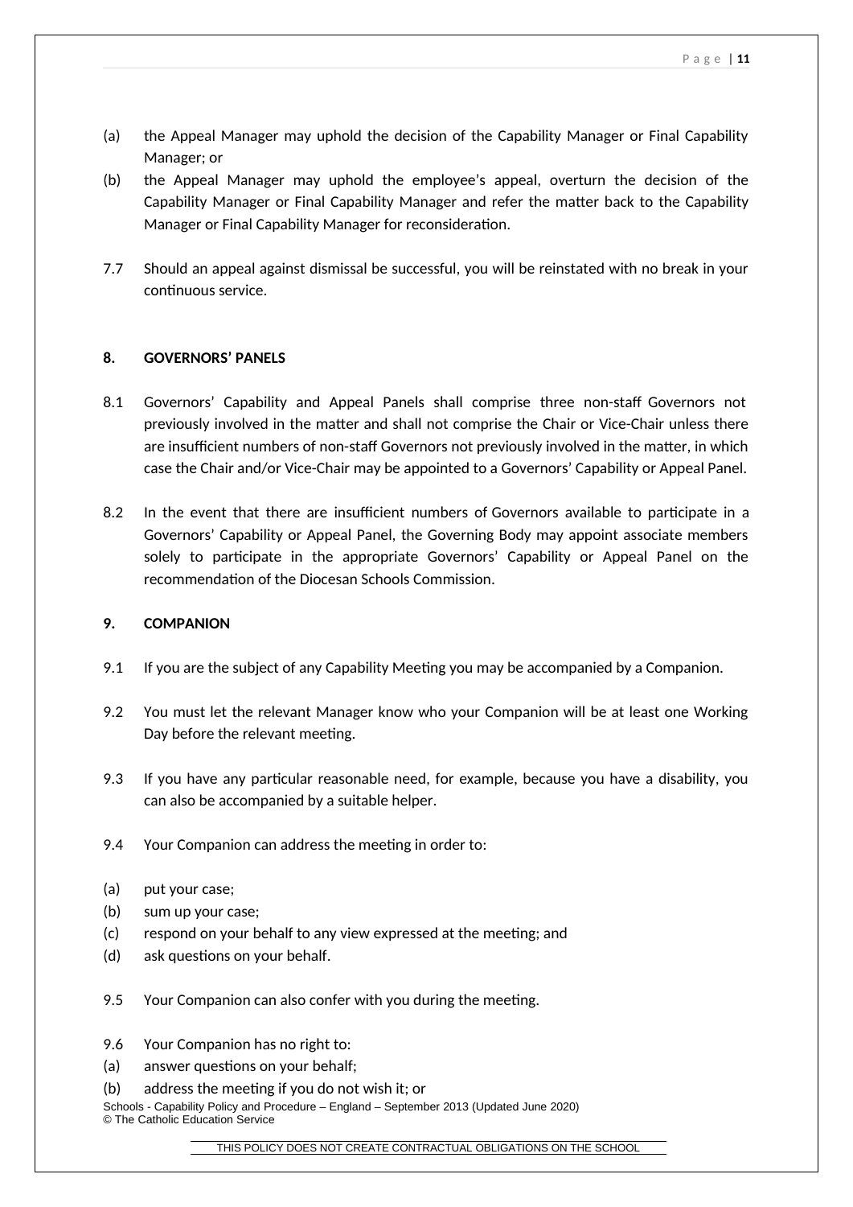(a) the Appeal Manager may uphold the decision of the Capability Manager or Final Capability Manager; or

(b) the Appeal Manager may uphold the employee's appeal, overturn the decision of the Capability Manager or Final Capability Manager and refer the matter back to the Capability Manager or Final Capability Manager for reconsideration.

7.7 Should an appeal against dismissal be successful, you will be reinstated with no break in your continuous service.

## 8. GOVERNORS' PANELS

8.1 Governors' Capability and Appeal Panels shall comprise three non-staff Governors not previously involved in the matter and shall not comprise the Chair or Vice-Chair unless there are insufficient numbers of non-staff Governors not previously involved in the matter, in which case the Chair and/or Vice-Chair may be appointed to a Governors' Capability or Appeal Panel.

8.2 In the event that there are insufficient numbers of Governors available to participate in a Governors' Capability or Appeal Panel, the Governing Body may appoint associate members solely to participate in the appropriate Governors' Capability or Appeal Panel on the recommendation of the Diocesan Schools Commission.

## 9. COMPANION

9.1 If you are the subject of any Capability Meeting you may be accompanied by a Companion.

9.2 You must let the relevant Manager know who your Companion will be at least one Working Day before the relevant meeting.

9.3 If you have any particular reasonable need, for example, because you have a disability, you can also be accompanied by a suitable helper.

9.4 Your Companion can address the meeting in order to:

(a) put your case;
(b) sum up your case;
(c) respond on your behalf to any view expressed at the meeting; and
(d) ask questions on your behalf.

9.5 Your Companion can also confer with you during the meeting.

9.6 Your Companion has no right to:
(a) answer questions on your behalf;
(b) address the meeting if you do not wish it; or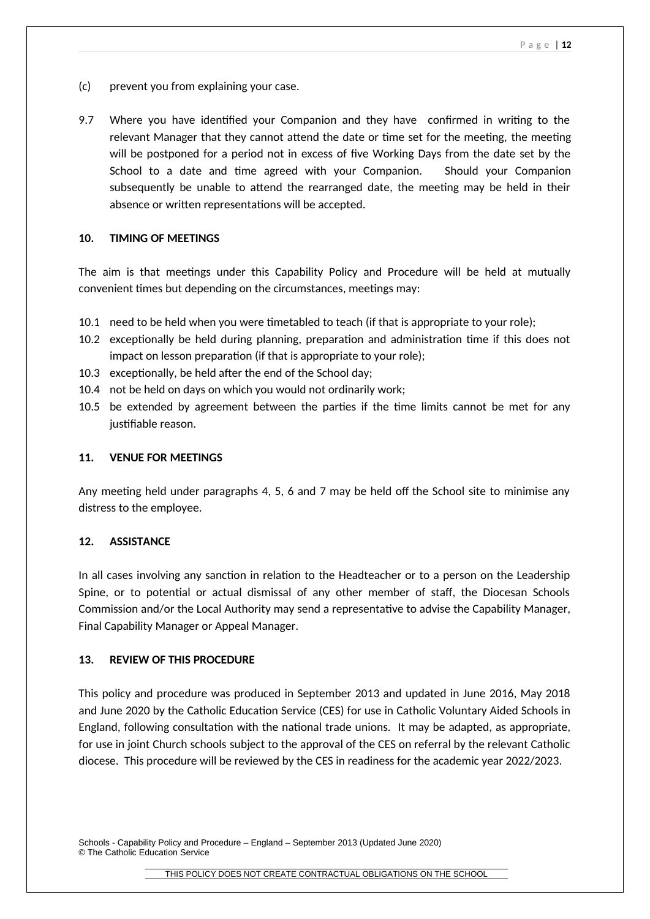(c) prevent you from explaining your case.

9.7 Where you have identified your Companion and they have confirmed in writing to the relevant Manager that they cannot attend the date or time set for the meeting, the meeting will be postponed for a period not in excess of five Working Days from the date set by the School to a date and time agreed with your Companion. Should your Companion subsequently be unable to attend the rearranged date, the meeting may be held in their absence or written representations will be accepted.

## 10. TIMING OF MEETINGS

The aim is that meetings under this Capability Policy and Procedure will be held at mutually convenient times but depending on the circumstances, meetings may:

10.1 need to be held when you were timetabled to teach (if that is appropriate to your role);
10.2 exceptionally be held during planning, preparation and administration time if this does not impact on lesson preparation (if that is appropriate to your role);
10.3 exceptionally, be held after the end of the School day;
10.4 not be held on days on which you would not ordinarily work;
10.5 be extended by agreement between the parties if the time limits cannot be met for any justifiable reason.

## 11. VENUE FOR MEETINGS

Any meeting held under paragraphs 4, 5, 6 and 7 may be held off the School site to minimise any distress to the employee.

## 12. ASSISTANCE

In all cases involving any sanction in relation to the Headteacher or to a person on the Leadership Spine, or to potential or actual dismissal of any other member of staff, the Diocesan Schools Commission and/or the Local Authority may send a representative to advise the Capability Manager, Final Capability Manager or Appeal Manager.

## 13. REVIEW OF THIS PROCEDURE

This policy and procedure was produced in September 2013 and updated in June 2016, May 2018 and June 2020 by the Catholic Education Service (CES) for use in Catholic Voluntary Aided Schools in England, following consultation with the national trade unions. It may be adapted, as appropriate, for use in joint Church schools subject to the approval of the CES on referral by the relevant Catholic diocese. This procedure will be reviewed by the CES in readiness for the academic year 2022/2023.